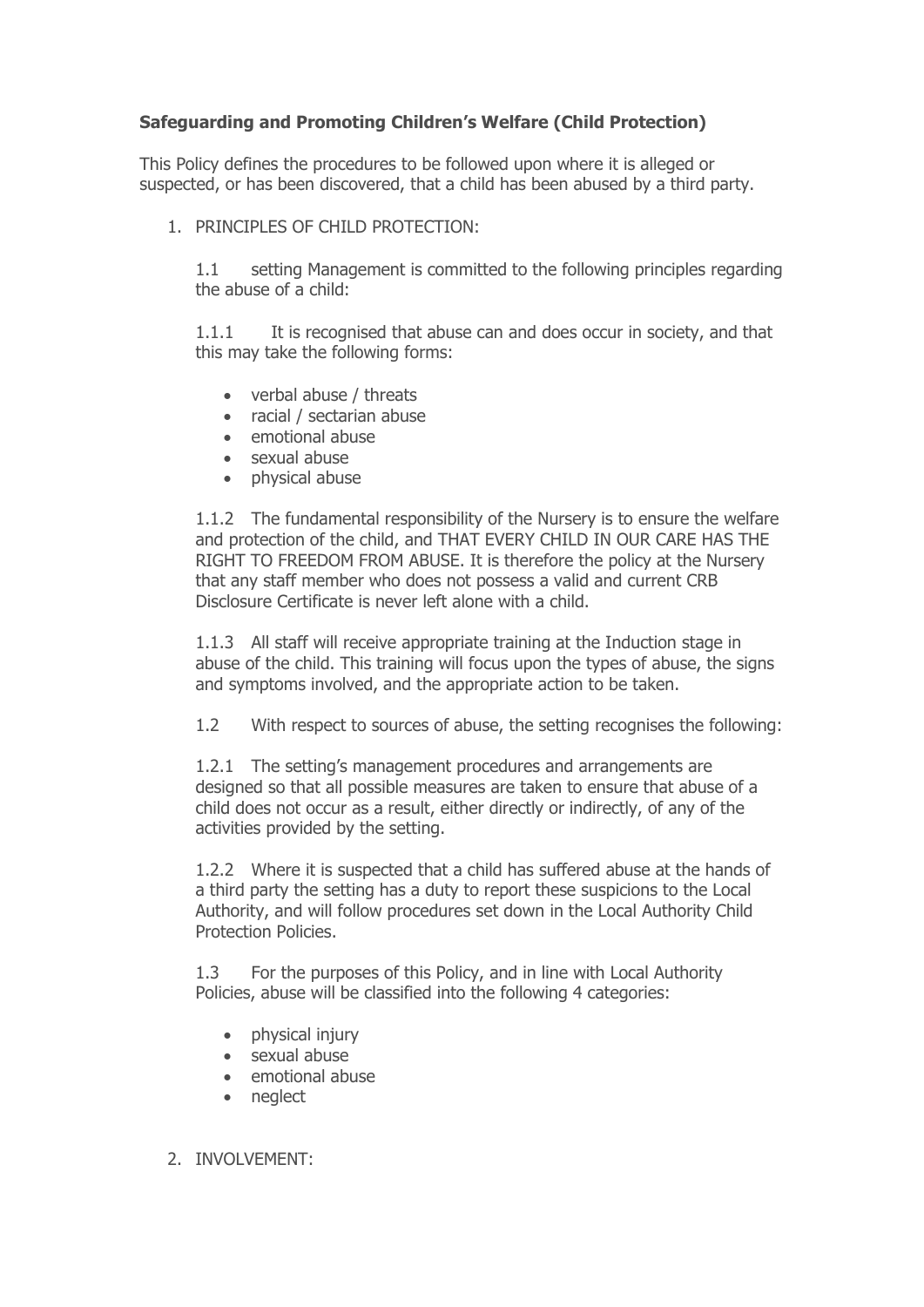**Safeguarding and Promoting Children's Welfare (Child Protection)**

This Policy defines the procedures to be followed upon where it is alleged or suspected, or has been discovered, that a child has been abused by a third party.

1. PRINCIPLES OF CHILD PROTECTION:

   1.1 setting Management is committed to the following principles regarding the abuse of a child:

   1.1.1 It is recognised that abuse can and does occur in society, and that this may take the following forms:

   - verbal abuse / threats
   - racial / sectarian abuse
   - emotional abuse
   - sexual abuse
   - physical abuse

   1.1.2 The fundamental responsibility of the Nursery is to ensure the welfare and protection of the child, and THAT EVERY CHILD IN OUR CARE HAS THE RIGHT TO FREEDOM FROM ABUSE. It is therefore the policy at the Nursery that any staff member who does not possess a valid and current CRB Disclosure Certificate is never left alone with a child.

   1.1.3 All staff will receive appropriate training at the Induction stage in abuse of the child. This training will focus upon the types of abuse, the signs and symptoms involved, and the appropriate action to be taken.

   1.2 With respect to sources of abuse, the setting recognises the following:

   1.2.1 The setting's management procedures and arrangements are designed so that all possible measures are taken to ensure that abuse of a child does not occur as a result, either directly or indirectly, of any of the activities provided by the setting.

   1.2.2 Where it is suspected that a child has suffered abuse at the hands of a third party the setting has a duty to report these suspicions to the Local Authority, and will follow procedures set down in the Local Authority Child Protection Policies.

   1.3 For the purposes of this Policy, and in line with Local Authority Policies, abuse will be classified into the following 4 categories:

   - physical injury
   - sexual abuse
   - emotional abuse
   - neglect

2. INVOLVEMENT: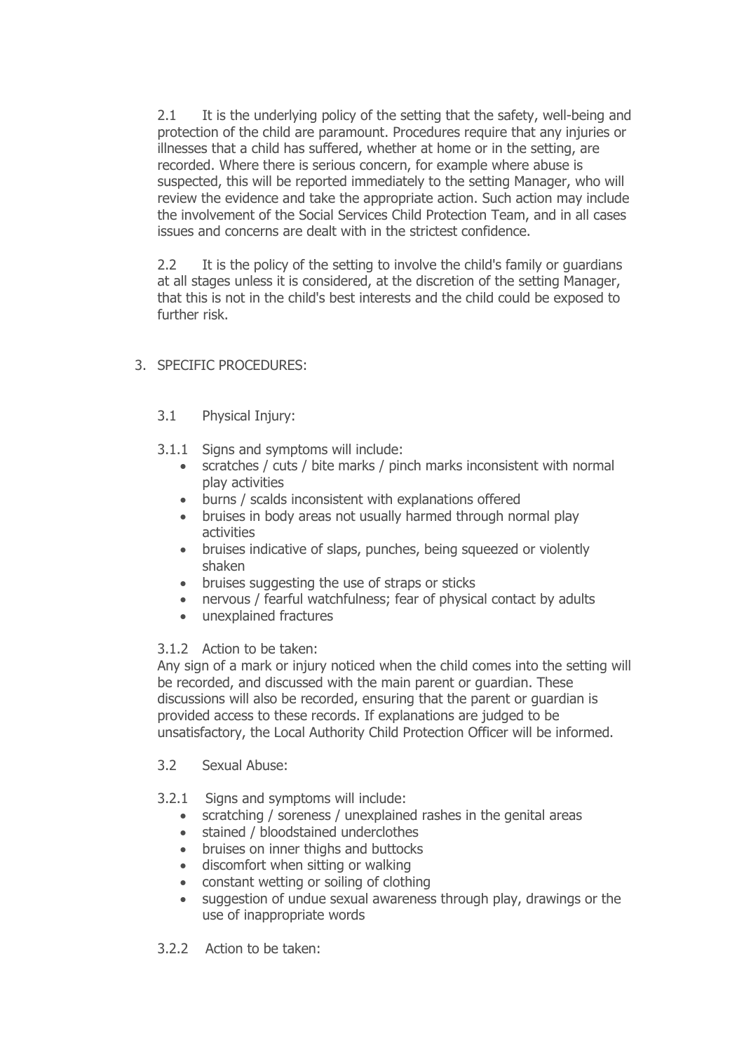2.1 It is the underlying policy of the setting that the safety, well-being and protection of the child are paramount. Procedures require that any injuries or illnesses that a child has suffered, whether at home or in the setting, are recorded. Where there is serious concern, for example where abuse is suspected, this will be reported immediately to the setting Manager, who will review the evidence and take the appropriate action. Such action may include the involvement of the Social Services Child Protection Team, and in all cases issues and concerns are dealt with in the strictest confidence.

2.2 It is the policy of the setting to involve the child's family or guardians at all stages unless it is considered, at the discretion of the setting Manager, that this is not in the child's best interests and the child could be exposed to further risk.

3. SPECIFIC PROCEDURES:

3.1 Physical Injury:

3.1.1 Signs and symptoms will include:

- scratches / cuts / bite marks / pinch marks inconsistent with normal play activities
- burns / scalds inconsistent with explanations offered
- bruises in body areas not usually harmed through normal play activities
- bruises indicative of slaps, punches, being squeezed or violently shaken
- bruises suggesting the use of straps or sticks
- nervous / fearful watchfulness; fear of physical contact by adults
- unexplained fractures

3.1.2 Action to be taken:
Any sign of a mark or injury noticed when the child comes into the setting will be recorded, and discussed with the main parent or guardian. These discussions will also be recorded, ensuring that the parent or guardian is provided access to these records. If explanations are judged to be unsatisfactory, the Local Authority Child Protection Officer will be informed.

3.2 Sexual Abuse:

3.2.1 Signs and symptoms will include:

- scratching / soreness / unexplained rashes in the genital areas
- stained / bloodstained underclothes
- bruises on inner thighs and buttocks
- discomfort when sitting or walking
- constant wetting or soiling of clothing
- suggestion of undue sexual awareness through play, drawings or the use of inappropriate words

3.2.2 Action to be taken: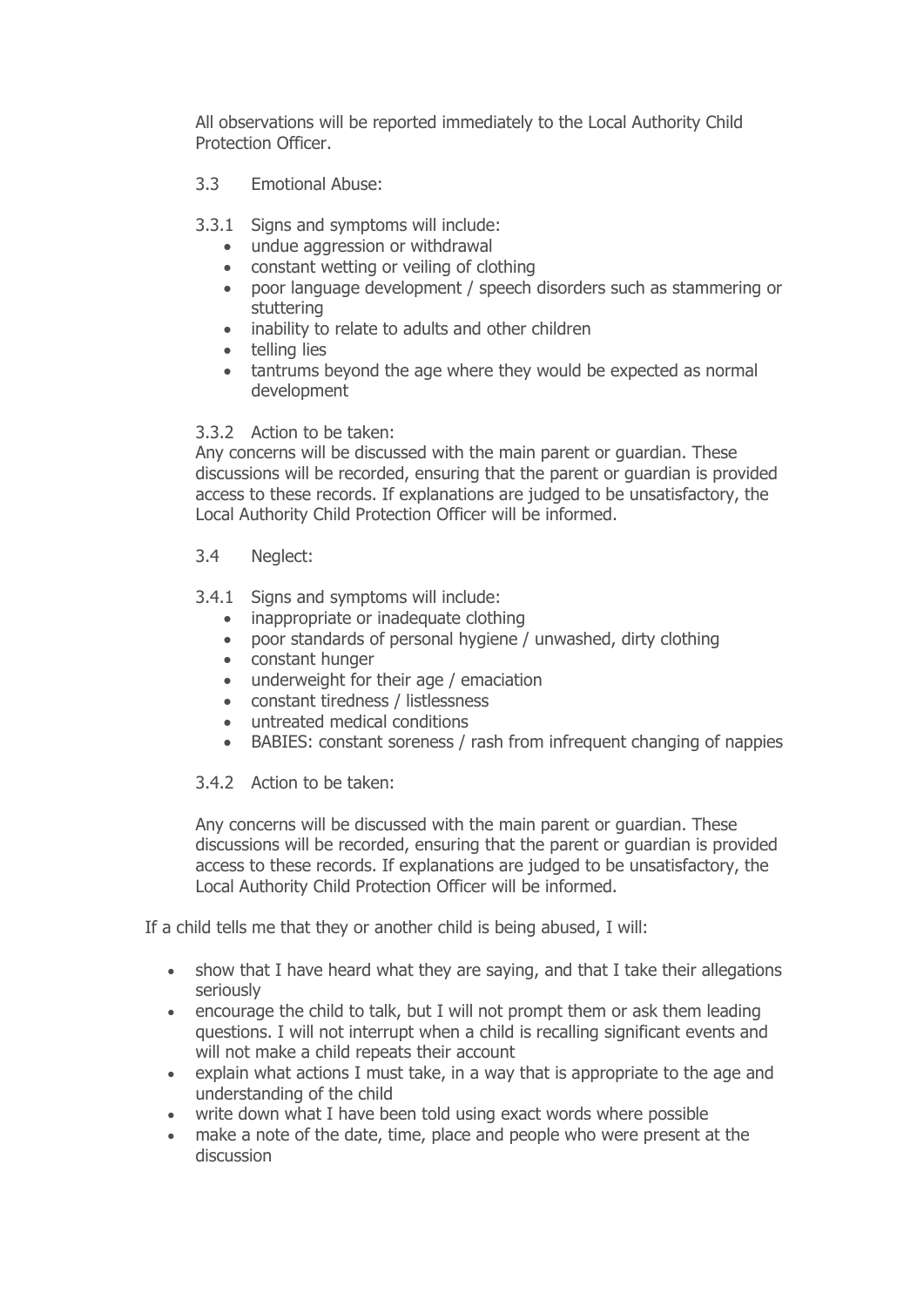All observations will be reported immediately to the Local Authority Child Protection Officer.

3.3 Emotional Abuse:

3.3.1 Signs and symptoms will include:

- undue aggression or withdrawal
- constant wetting or veiling of clothing
- poor language development / speech disorders such as stammering or stuttering
- inability to relate to adults and other children
- telling lies
- tantrums beyond the age where they would be expected as normal development

3.3.2 Action to be taken:

Any concerns will be discussed with the main parent or guardian. These discussions will be recorded, ensuring that the parent or guardian is provided access to these records. If explanations are judged to be unsatisfactory, the Local Authority Child Protection Officer will be informed.

3.4 Neglect:

3.4.1 Signs and symptoms will include:

- inappropriate or inadequate clothing
- poor standards of personal hygiene / unwashed, dirty clothing
- constant hunger
- underweight for their age / emaciation
- constant tiredness / listlessness
- untreated medical conditions
- BABIES: constant soreness / rash from infrequent changing of nappies

3.4.2 Action to be taken:

Any concerns will be discussed with the main parent or guardian. These discussions will be recorded, ensuring that the parent or guardian is provided access to these records. If explanations are judged to be unsatisfactory, the Local Authority Child Protection Officer will be informed.

If a child tells me that they or another child is being abused, I will:

- show that I have heard what they are saying, and that I take their allegations seriously
- encourage the child to talk, but I will not prompt them or ask them leading questions. I will not interrupt when a child is recalling significant events and will not make a child repeats their account
- explain what actions I must take, in a way that is appropriate to the age and understanding of the child
- write down what I have been told using exact words where possible
- make a note of the date, time, place and people who were present at the discussion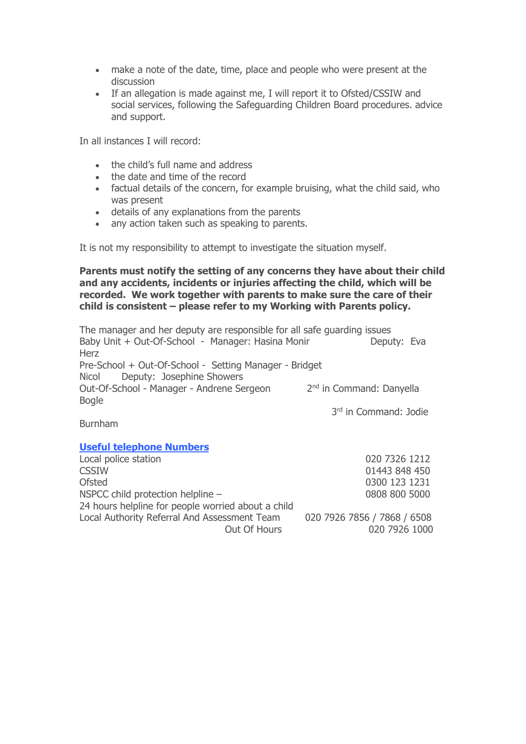- make a note of the date, time, place and people who were present at the discussion
- If an allegation is made against me, I will report it to Ofsted/CSSIW and social services, following the Safeguarding Children Board procedures. advice and support.

In all instances I will record:

- the child's full name and address
- the date and time of the record
- factual details of the concern, for example bruising, what the child said, who was present
- details of any explanations from the parents
- any action taken such as speaking to parents.

It is not my responsibility to attempt to investigate the situation myself.

**Parents must notify the setting of any concerns they have about their child and any accidents, incidents or injuries affecting the child, which will be recorded. We work together with parents to make sure the care of their child is consistent – please refer to my Working with Parents policy.**

The manager and her deputy are responsible for all safe guarding issues

Baby Unit + Out-Of-School - Manager: Hasina Monir  Deputy: Eva Herz

Pre-School + Out-Of-School - Setting Manager - Bridget Nicol  Deputy: Josephine Showers

Out-Of-School - Manager - Andrene Sergeon  2nd in Command: Danyella Bogle

3rd in Command: Jodie Burnham

**Useful telephone Numbers**

| | |
|---|---|
| Local police station | 020 7326 1212 |
| CSSIW | 01443 848 450 |
| Ofsted | 0300 123 1231 |
| NSPCC child protection helpline – 24 hours helpline for people worried about a child | 0808 800 5000 |
| Local Authority Referral And Assessment Team | 020 7926 7856 / 7868 / 6508 |
| Out Of Hours | 020 7926 1000 |